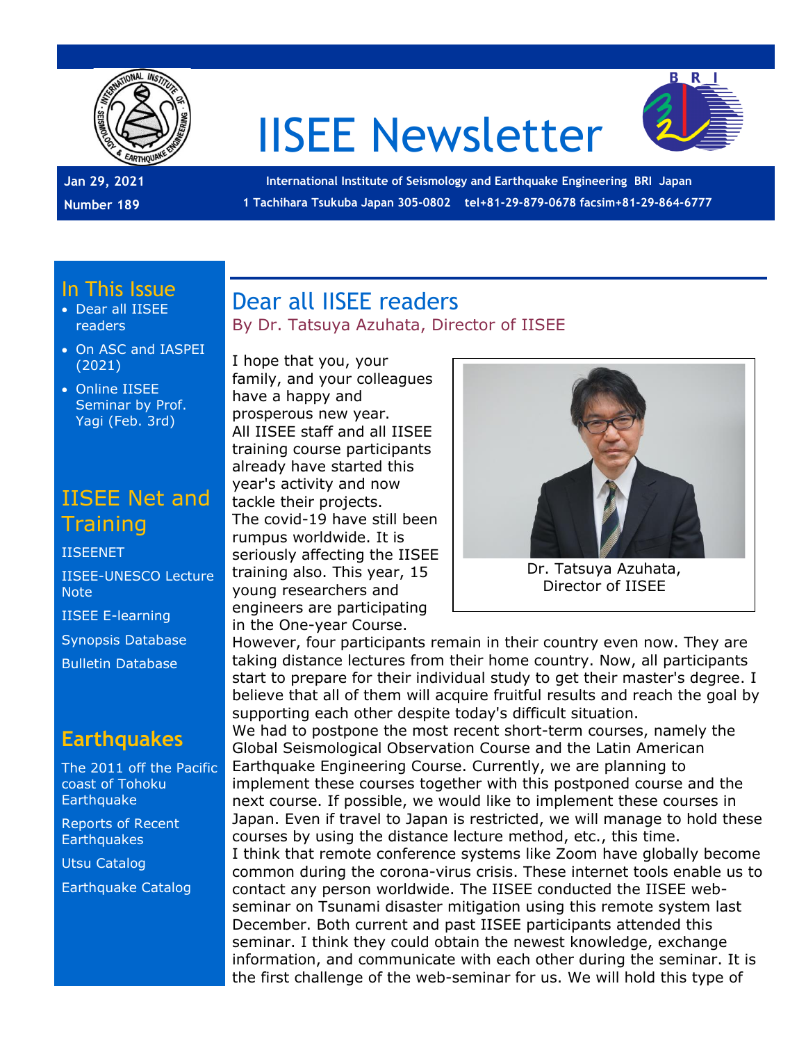# IISEE Newsletter

**Jan 29, 2021**
**Number 189**

**International Institute of Seismology and Earthquake Engineering BRI Japan**
**1 Tachihara Tsukuba Japan 305-0802 tel+81-29-879-0678 facsim+81-29-864-6777**

## In This Issue

- Dear all IISEE readers
- On ASC and IASPEI (2021)
- Online IISEE Seminar by Prof. Yagi (Feb. 3rd)

## IISEE Net and Training

IISEENET

IISEE-UNESCO Lecture Note

IISEE E-learning

Synopsis Database

Bulletin Database

## Earthquakes

The 2011 off the Pacific coast of Tohoku Earthquake

Reports of Recent Earthquakes

Utsu Catalog

Earthquake Catalog

## Dear all IISEE readers

By Dr. Tatsuya Azuhata, Director of IISEE

Dr. Tatsuya Azuhata, Director of IISEE

I hope that you, your family, and your colleagues have a happy and prosperous new year.
All IISEE staff and all IISEE training course participants already have started this year's activity and now tackle their projects.
The covid-19 have still been rumpus worldwide. It is seriously affecting the IISEE training also. This year, 15 young researchers and engineers are participating in the One-year Course.
However, four participants remain in their country even now. They are taking distance lectures from their home country. Now, all participants start to prepare for their individual study to get their master's degree. I believe that all of them will acquire fruitful results and reach the goal by supporting each other despite today's difficult situation.
We had to postpone the most recent short-term courses, namely the Global Seismological Observation Course and the Latin American Earthquake Engineering Course. Currently, we are planning to implement these courses together with this postponed course and the next course. If possible, we would like to implement these courses in Japan. Even if travel to Japan is restricted, we will manage to hold these courses by using the distance lecture method, etc., this time.
I think that remote conference systems like Zoom have globally become common during the corona-virus crisis. These internet tools enable us to contact any person worldwide. The IISEE conducted the IISEE web-seminar on Tsunami disaster mitigation using this remote system last December. Both current and past IISEE participants attended this seminar. I think they could obtain the newest knowledge, exchange information, and communicate with each other during the seminar. It is the first challenge of the web-seminar for us. We will hold this type of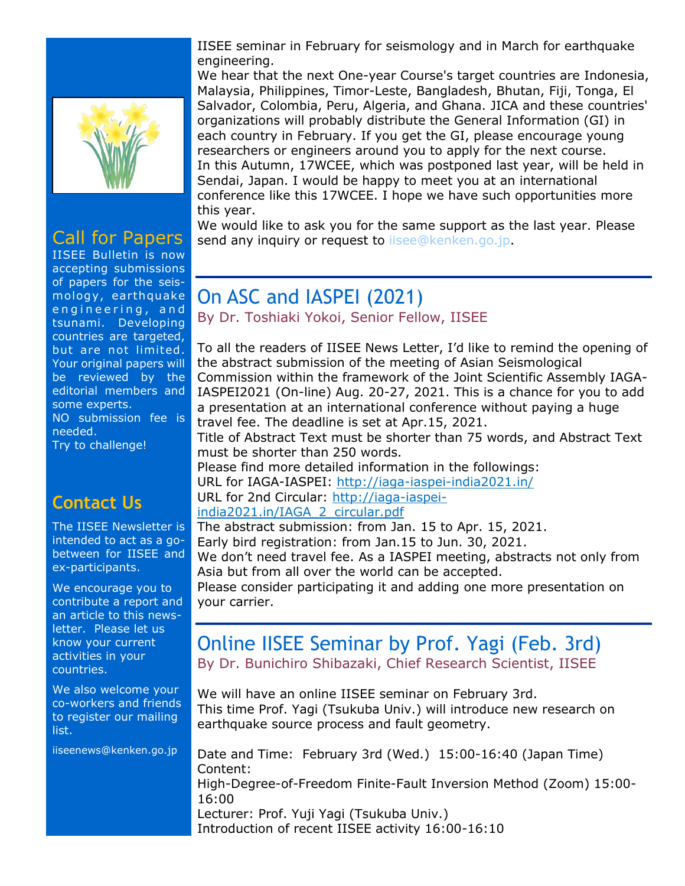IISEE seminar in February for seismology and in March for earthquake engineering.
We hear that the next One-year Course's target countries are Indonesia, Malaysia, Philippines, Timor-Leste, Bangladesh, Bhutan, Fiji, Tonga, El Salvador, Colombia, Peru, Algeria, and Ghana. JICA and these countries' organizations will probably distribute the General Information (GI) in each country in February. If you get the GI, please encourage young researchers or engineers around you to apply for the next course.
In this Autumn, 17WCEE, which was postponed last year, will be held in Sendai, Japan. I would be happy to meet you at an international conference like this 17WCEE. I hope we have such opportunities more this year.
We would like to ask you for the same support as the last year. Please send any inquiry or request to iisee@kenken.go.jp.

## On ASC and IASPEI (2021)

By Dr. Toshiaki Yokoi, Senior Fellow, IISEE

To all the readers of IISEE News Letter, I'd like to remind the opening of the abstract submission of the meeting of Asian Seismological Commission within the framework of the Joint Scientific Assembly IAGA-IASPEI2021 (On-line) Aug. 20-27, 2021. This is a chance for you to add a presentation at an international conference without paying a huge travel fee. The deadline is set at Apr.15, 2021.
Title of Abstract Text must be shorter than 75 words, and Abstract Text must be shorter than 250 words.
Please find more detailed information in the followings:
URL for IAGA-IASPEI: http://iaga-iaspei-india2021.in/
URL for 2nd Circular: http://iaga-iaspei-india2021.in/IAGA_2_circular.pdf
The abstract submission: from Jan. 15 to Apr. 15, 2021.
Early bird registration: from Jan.15 to Jun. 30, 2021.
We don't need travel fee. As a IASPEI meeting, abstracts not only from Asia but from all over the world can be accepted.
Please consider participating it and adding one more presentation on your carrier.

## Online IISEE Seminar by Prof. Yagi (Feb. 3rd)

By Dr. Bunichiro Shibazaki, Chief Research Scientist, IISEE

We will have an online IISEE seminar on February 3rd.
This time Prof. Yagi (Tsukuba Univ.) will introduce new research on earthquake source process and fault geometry.

Date and Time: February 3rd (Wed.) 15:00-16:40 (Japan Time)
Content:
High-Degree-of-Freedom Finite-Fault Inversion Method (Zoom) 15:00-16:00
Lecturer: Prof. Yuji Yagi (Tsukuba Univ.)
Introduction of recent IISEE activity 16:00-16:10

## Call for Papers

IISEE Bulletin is now accepting submissions of papers for the seismology, earthquake engineering, and tsunami. Developing countries are targeted, but are not limited. Your original papers will be reviewed by the editorial members and some experts.
NO submission fee is needed.
Try to challenge!

## Contact Us

The IISEE Newsletter is intended to act as a go-between for IISEE and ex-participants.

We encourage you to contribute a report and an article to this newsletter. Please let us know your current activities in your countries.

We also welcome your co-workers and friends to register our mailing list.

iiseenews@kenken.go.jp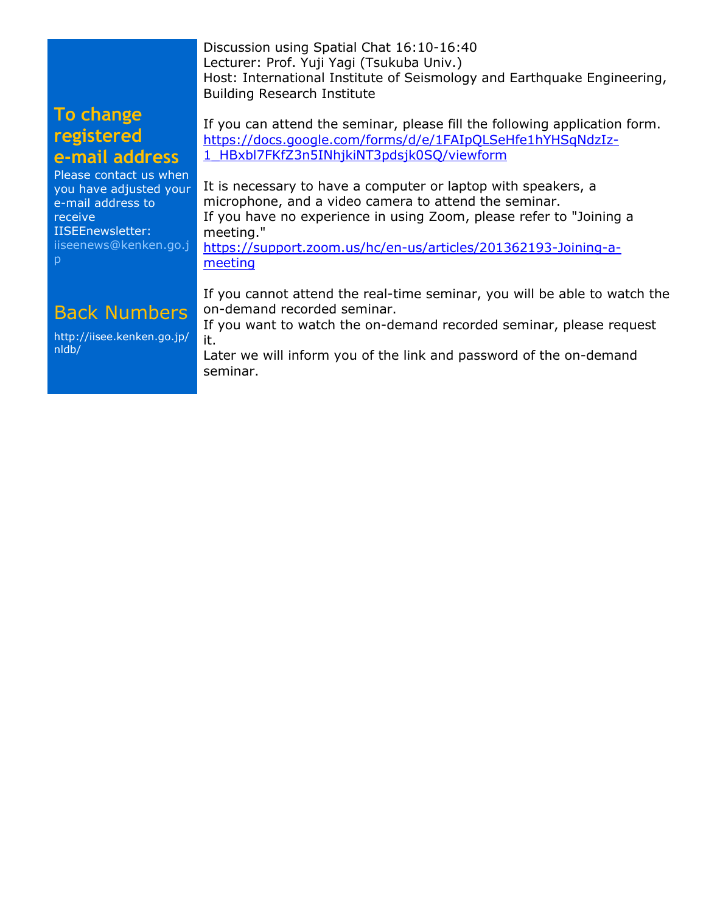Discussion using Spatial Chat 16:10-16:40
Lecturer: Prof. Yuji Yagi (Tsukuba Univ.)
Host: International Institute of Seismology and Earthquake Engineering, Building Research Institute

If you can attend the seminar, please fill the following application form.
https://docs.google.com/forms/d/e/1FAIpQLSeHfe1hYHSqNdzIz-1_HBxbl7FKfZ3n5INhjkiNT3pdsjk0SQ/viewform

It is necessary to have a computer or laptop with speakers, a microphone, and a video camera to attend the seminar.
If you have no experience in using Zoom, please refer to "Joining a meeting."
https://support.zoom.us/hc/en-us/articles/201362193-Joining-a-meeting

If you cannot attend the real-time seminar, you will be able to watch the on-demand recorded seminar.
If you want to watch the on-demand recorded seminar, please request it.
Later we will inform you of the link and password of the on-demand seminar.

## To change registered e-mail address

Please contact us when you have adjusted your e-mail address to receive IISEEnewsletter: iiseenews@kenken.go.jp

## Back Numbers

http://iisee.kenken.go.jp/nldb/